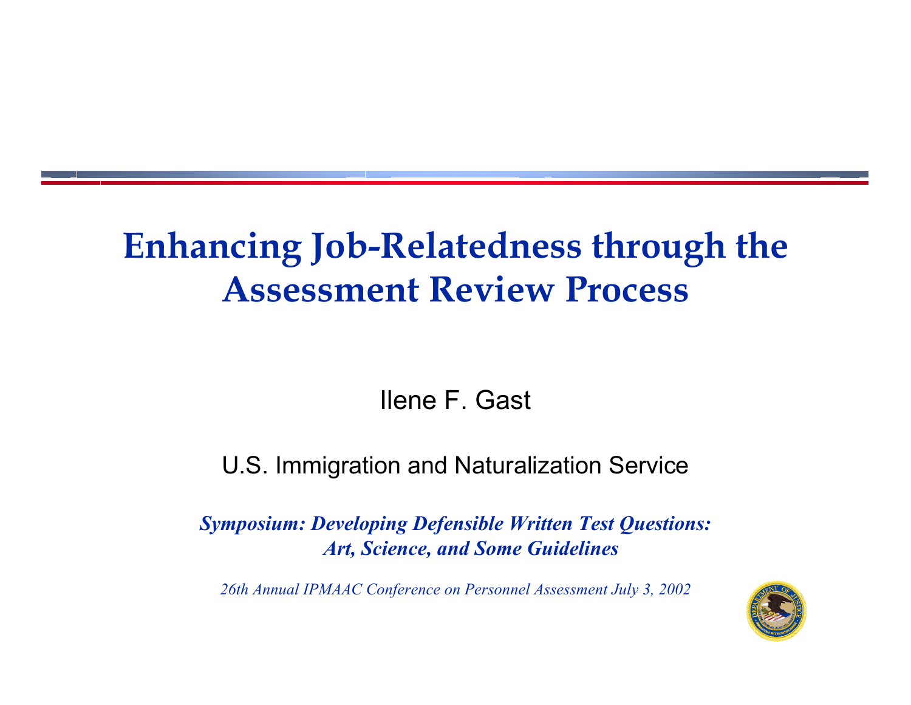# Enhancing Job-Relatedness through the Assessment Review Process

Ilene F. Gast

U.S. Immigration and Naturalization Service

***Symposium: Developing Defensible Written Test Questions: Art, Science, and Some Guidelines***

*26th Annual IPMAAC Conference on Personnel Assessment July 3, 2002*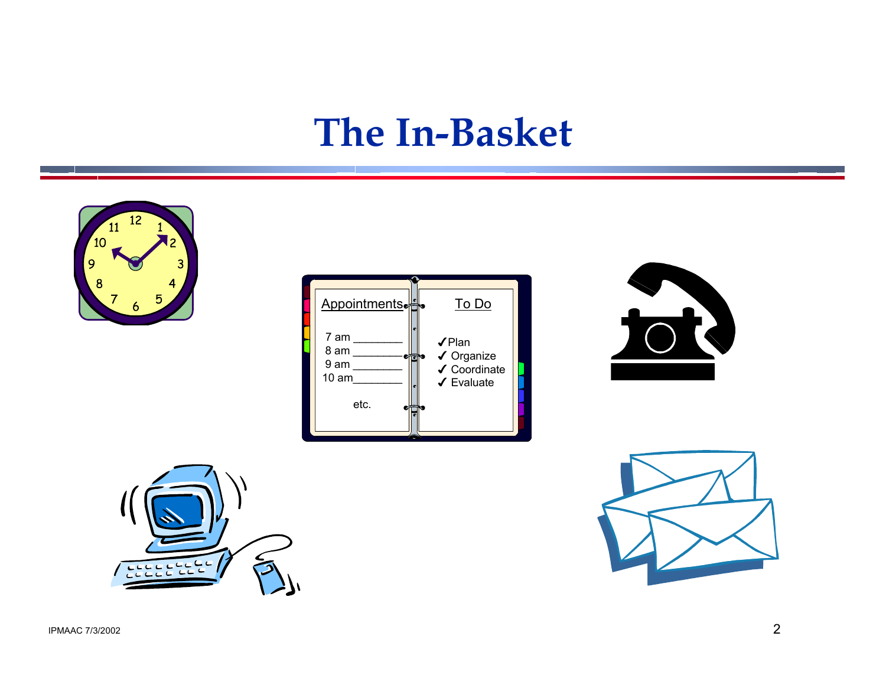# The In-Basket

Appointments

7 am ________
8 am ________
9 am ________
10 am________

etc.

To Do

✓ Plan
✓ Organize
✓ Coordinate
✓ Evaluate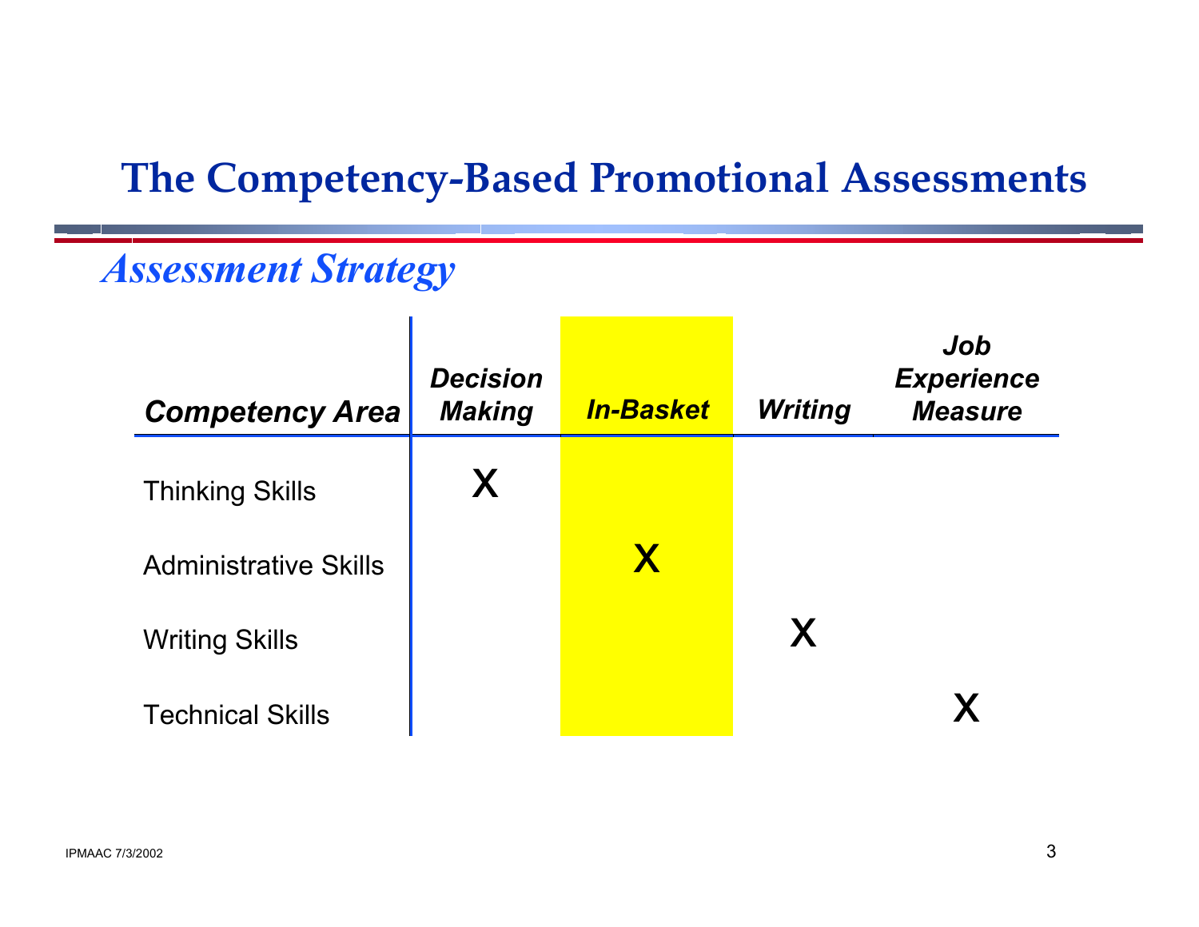# The Competency-Based Promotional Assessments

## *Assessment Strategy*

| *Competency Area* | *Decision Making* | *In-Basket* | *Writing* | *Job Experience Measure* |
|---|---|---|---|---|
| Thinking Skills | X | | | |
| Administrative Skills | | X | | |
| Writing Skills | | | X | |
| Technical Skills | | | | X |

IPMAAC 7/3/2002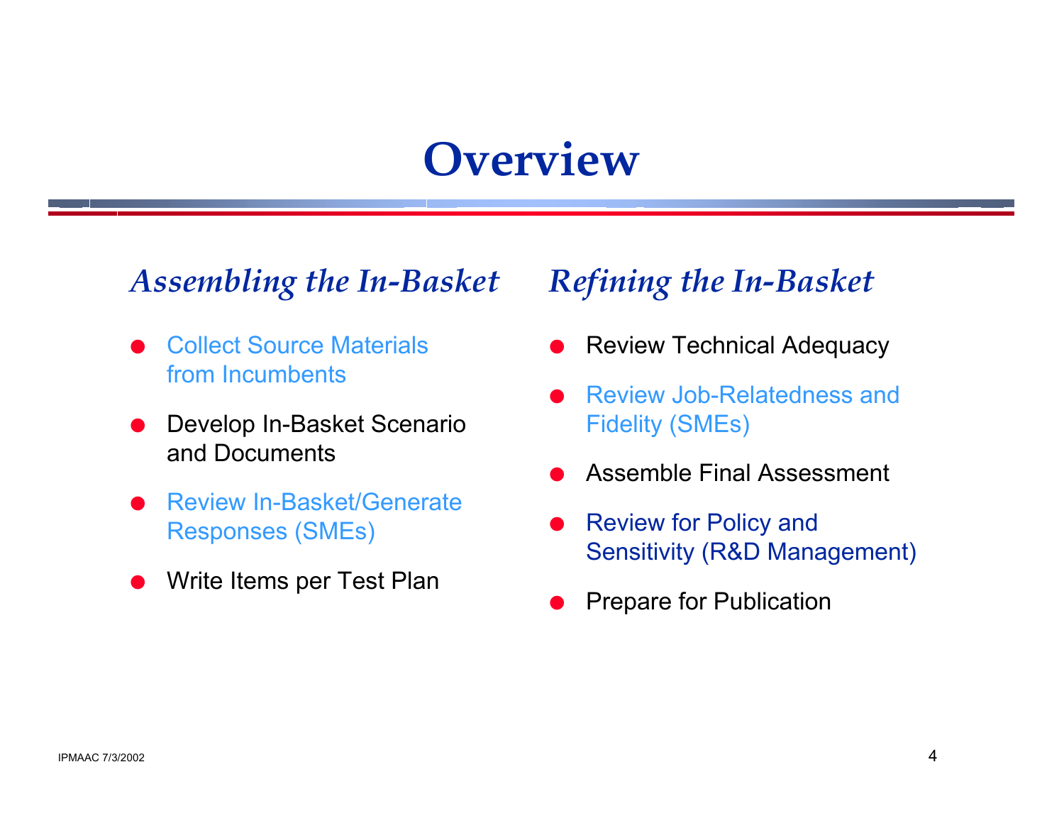# Overview

## *Assembling the In-Basket*

- Collect Source Materials from Incumbents
- Develop In-Basket Scenario and Documents
- Review In-Basket/Generate Responses (SMEs)
- Write Items per Test Plan

## *Refining the In-Basket*

- Review Technical Adequacy
- Review Job-Relatedness and Fidelity (SMEs)
- Assemble Final Assessment
- Review for Policy and Sensitivity (R&D Management)
- Prepare for Publication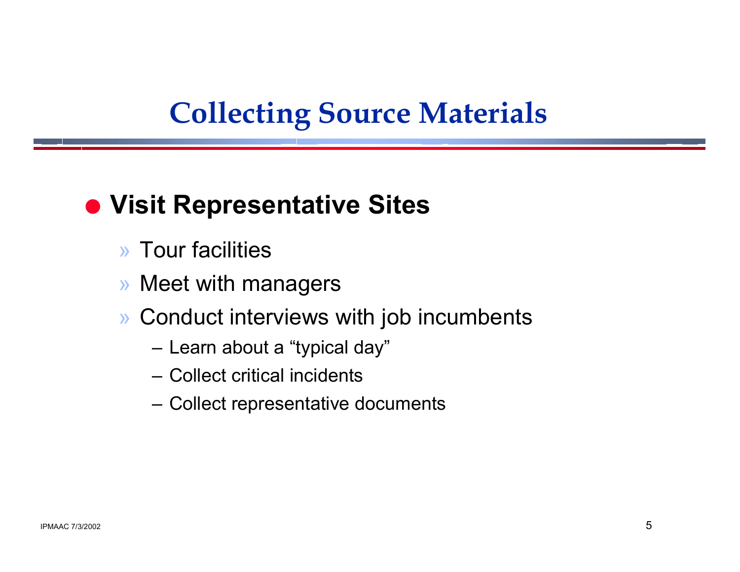# Collecting Source Materials

- **Visit Representative Sites**
  - Tour facilities
  - Meet with managers
  - Conduct interviews with job incumbents
    - Learn about a "typical day"
    - Collect critical incidents
    - Collect representative documents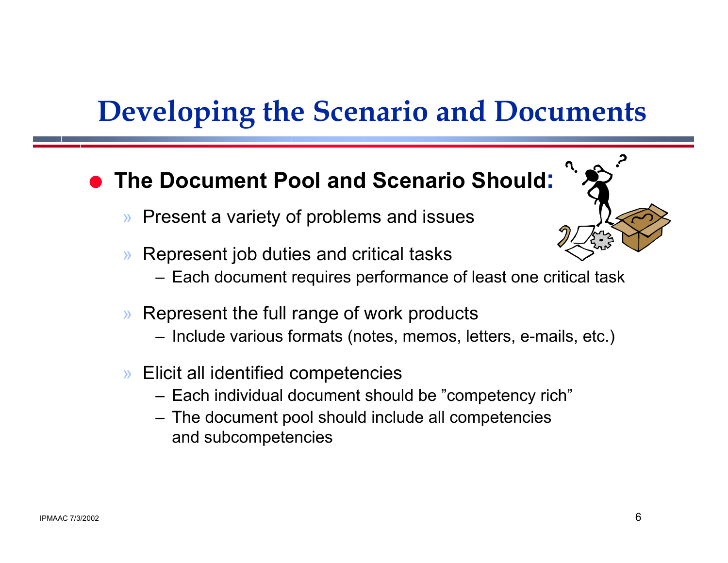# Developing the Scenario and Documents

- **The Document Pool and Scenario Should:**
  - Present a variety of problems and issues
  - Represent job duties and critical tasks
    - Each document requires performance of least one critical task
  - Represent the full range of work products
    - Include various formats (notes, memos, letters, e-mails, etc.)
  - Elicit all identified competencies
    - Each individual document should be "competency rich"
    - The document pool should include all competencies and subcompetencies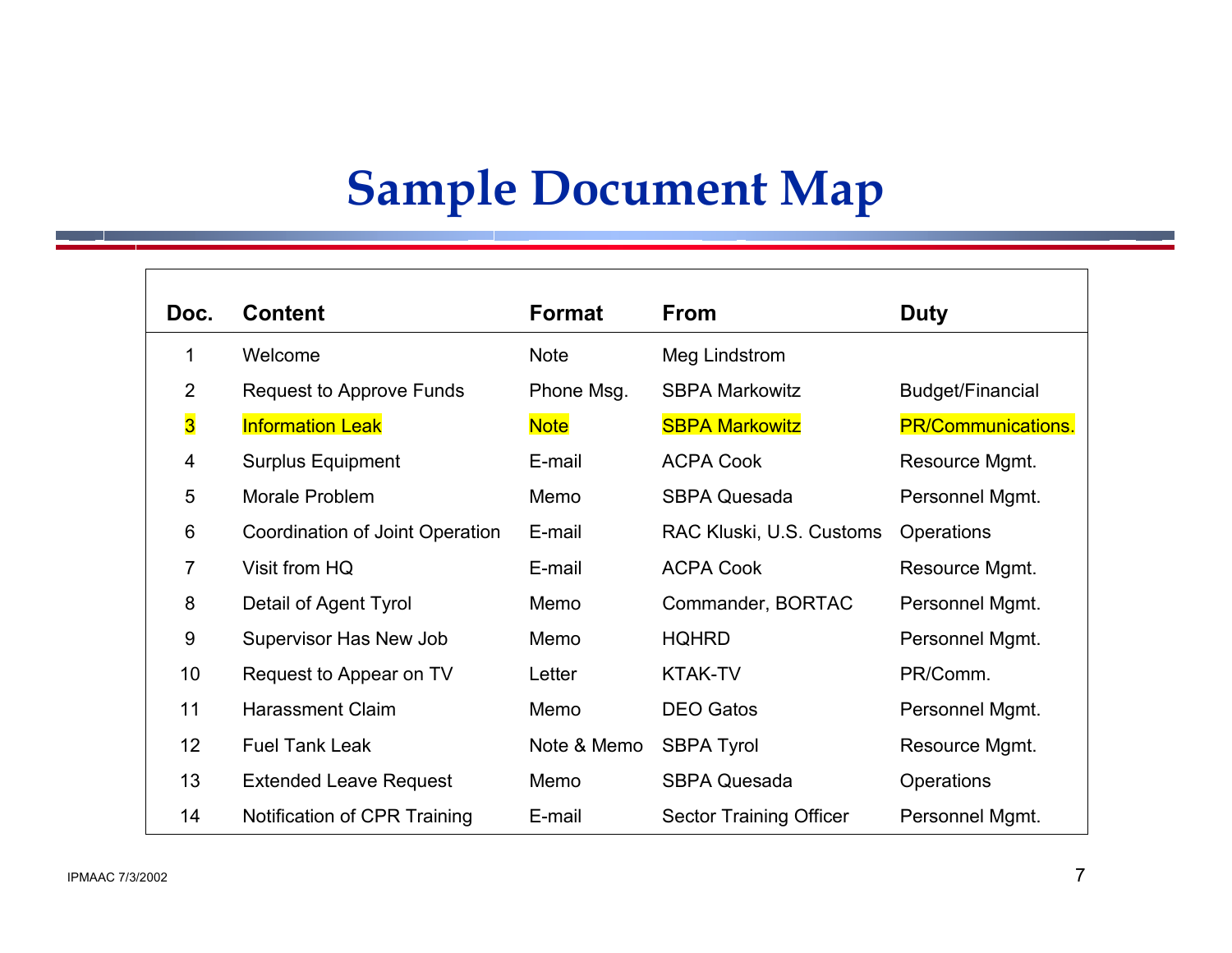# Sample Document Map

| Doc. | Content | Format | From | Duty |
|---|---|---|---|---|
| 1 | Welcome | Note | Meg Lindstrom | |
| 2 | Request to Approve Funds | Phone Msg. | SBPA Markowitz | Budget/Financial |
| 3 | Information Leak | Note | SBPA Markowitz | PR/Communications. |
| 4 | Surplus Equipment | E-mail | ACPA Cook | Resource Mgmt. |
| 5 | Morale Problem | Memo | SBPA Quesada | Personnel Mgmt. |
| 6 | Coordination of Joint Operation | E-mail | RAC Kluski, U.S. Customs | Operations |
| 7 | Visit from HQ | E-mail | ACPA Cook | Resource Mgmt. |
| 8 | Detail of Agent Tyrol | Memo | Commander, BORTAC | Personnel Mgmt. |
| 9 | Supervisor Has New Job | Memo | HQHRD | Personnel Mgmt. |
| 10 | Request to Appear on TV | Letter | KTAK-TV | PR/Comm. |
| 11 | Harassment Claim | Memo | DEO Gatos | Personnel Mgmt. |
| 12 | Fuel Tank Leak | Note & Memo | SBPA Tyrol | Resource Mgmt. |
| 13 | Extended Leave Request | Memo | SBPA Quesada | Operations |
| 14 | Notification of CPR Training | E-mail | Sector Training Officer | Personnel Mgmt. |

IPMAAC 7/3/2002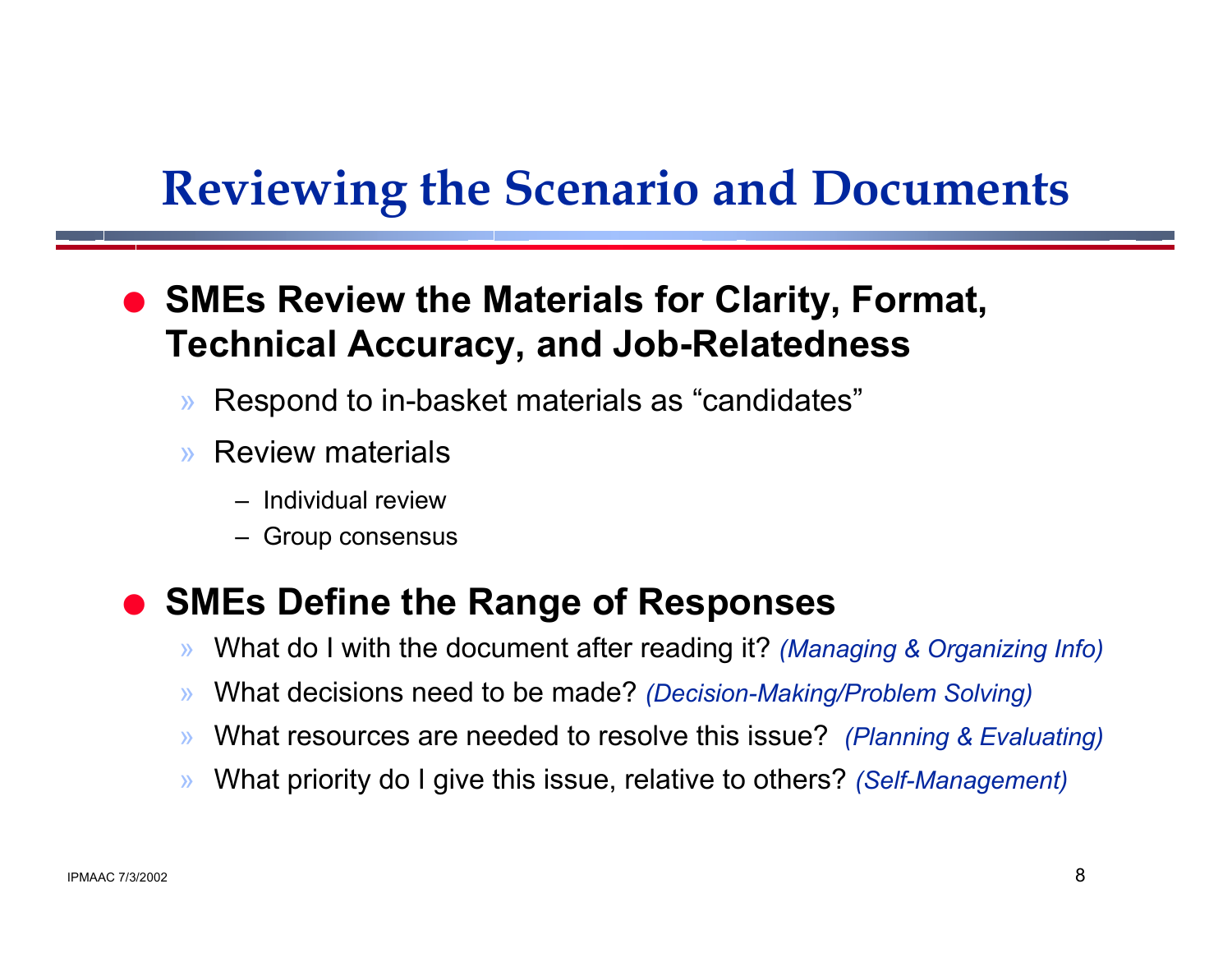# Reviewing the Scenario and Documents

- **SMEs Review the Materials for Clarity, Format, Technical Accuracy, and Job-Relatedness**
  - Respond to in-basket materials as "candidates"
  - Review materials
    - Individual review
    - Group consensus

- **SMEs Define the Range of Responses**
  - What do I with the document after reading it? *(Managing & Organizing Info)*
  - What decisions need to be made? *(Decision-Making/Problem Solving)*
  - What resources are needed to resolve this issue? *(Planning & Evaluating)*
  - What priority do I give this issue, relative to others? *(Self-Management)*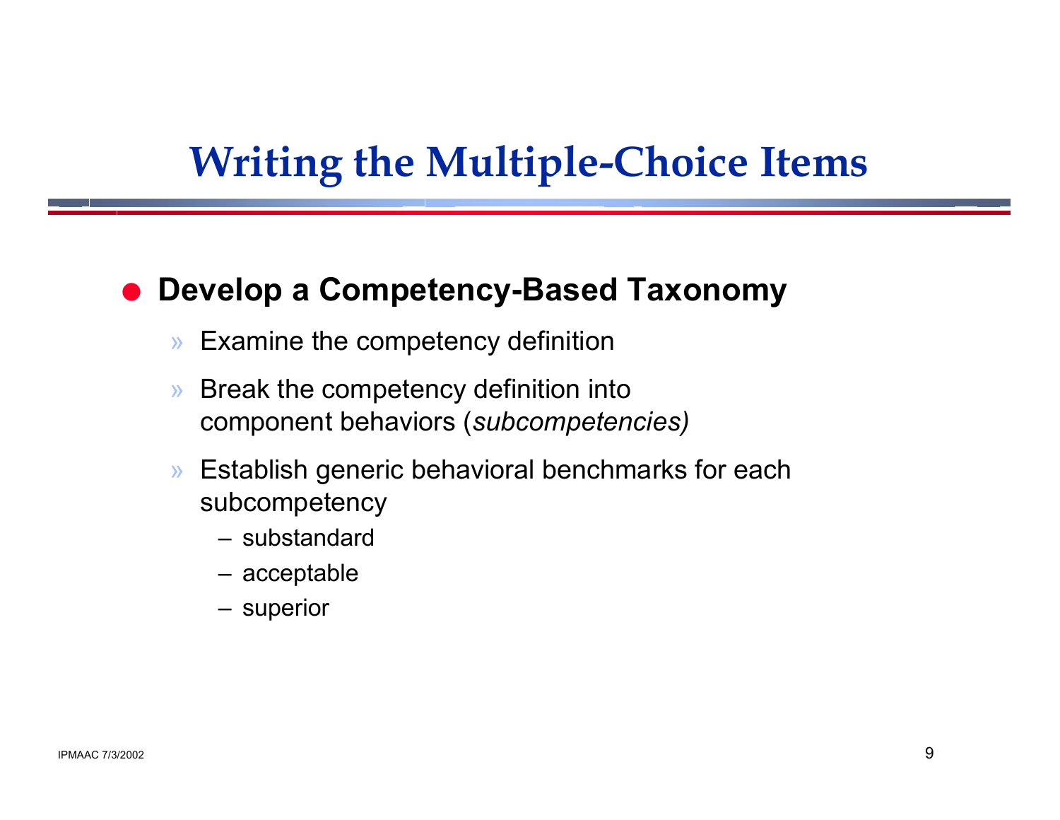# Writing the Multiple-Choice Items

- **Develop a Competency-Based Taxonomy**
  - Examine the competency definition
  - Break the competency definition into component behaviors (*subcompetencies)*
  - Establish generic behavioral benchmarks for each subcompetency
    - substandard
    - acceptable
    - superior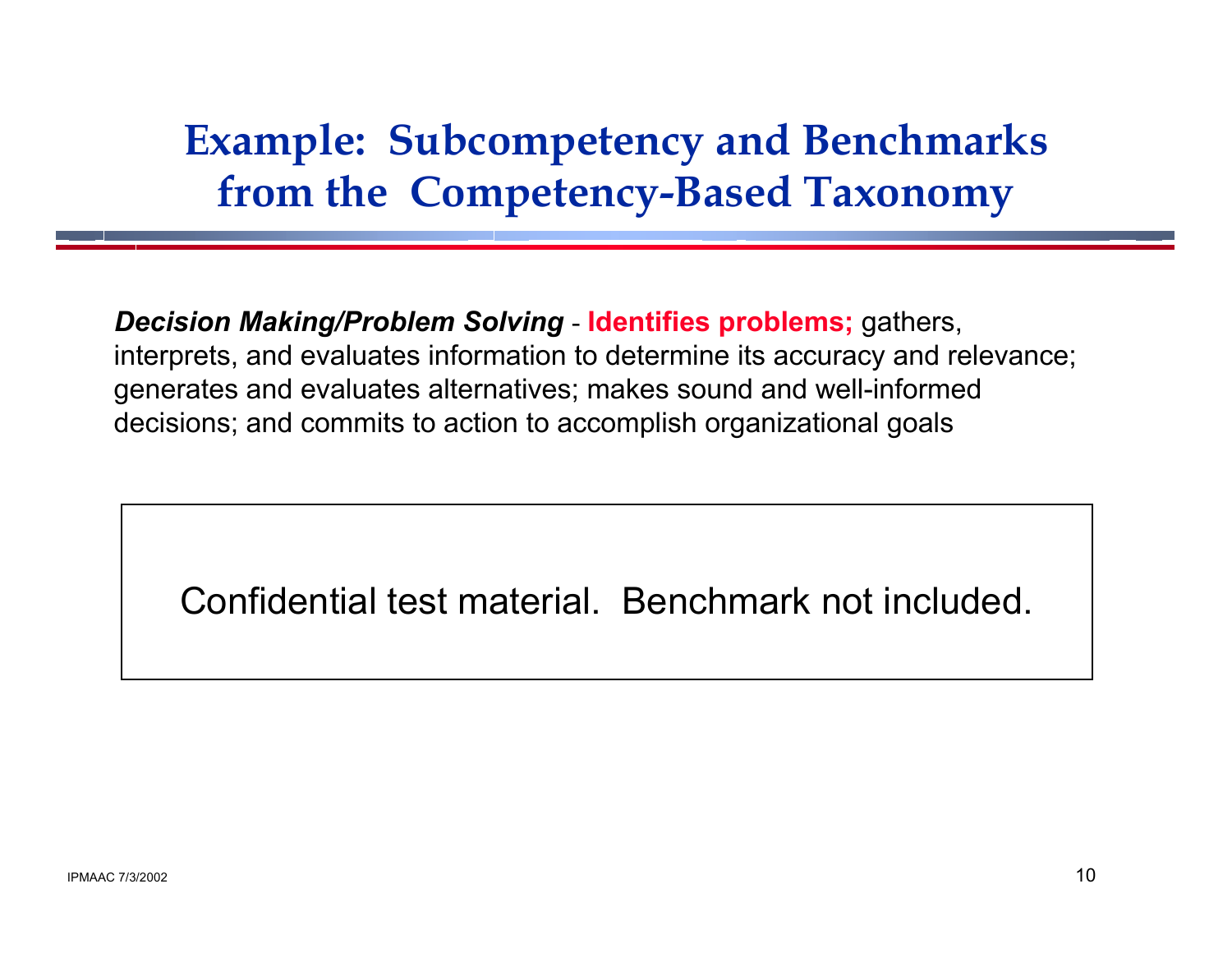# Example: Subcompetency and Benchmarks from the Competency-Based Taxonomy

***Decision Making/Problem Solving*** - **Identifies problems;** gathers, interprets, and evaluates information to determine its accuracy and relevance; generates and evaluates alternatives; makes sound and well-informed decisions; and commits to action to accomplish organizational goals

Confidential test material. Benchmark not included.

IPMAAC 7/3/2002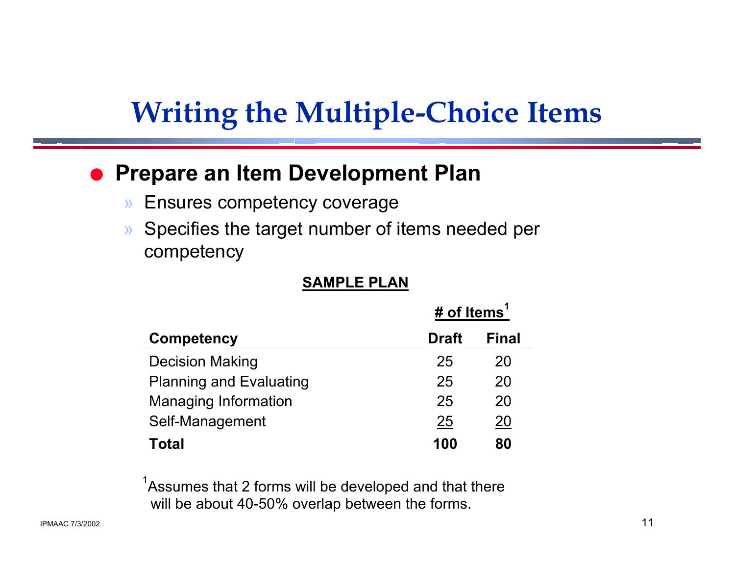# Writing the Multiple-Choice Items

- **Prepare an Item Development Plan**
  - Ensures competency coverage
  - Specifies the target number of items needed per competency

**SAMPLE PLAN**

| | # of Items[1] | |
|---|---|---|
| **Competency** | **Draft** | **Final** |
| Decision Making | 25 | 20 |
| Planning and Evaluating | 25 | 20 |
| Managing Information | 25 | 20 |
| Self-Management | 25 | 20 |
| **Total** | **100** | **80** |

[1]Assumes that 2 forms will be developed and that there will be about 40-50% overlap between the forms.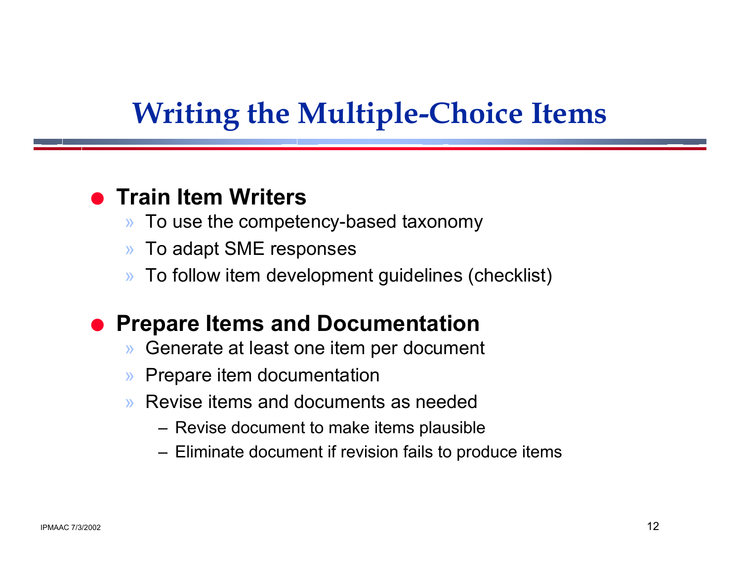# Writing the Multiple-Choice Items

- **Train Item Writers**
  - To use the competency-based taxonomy
  - To adapt SME responses
  - To follow item development guidelines (checklist)

- **Prepare Items and Documentation**
  - Generate at least one item per document
  - Prepare item documentation
  - Revise items and documents as needed
    - Revise document to make items plausible
    - Eliminate document if revision fails to produce items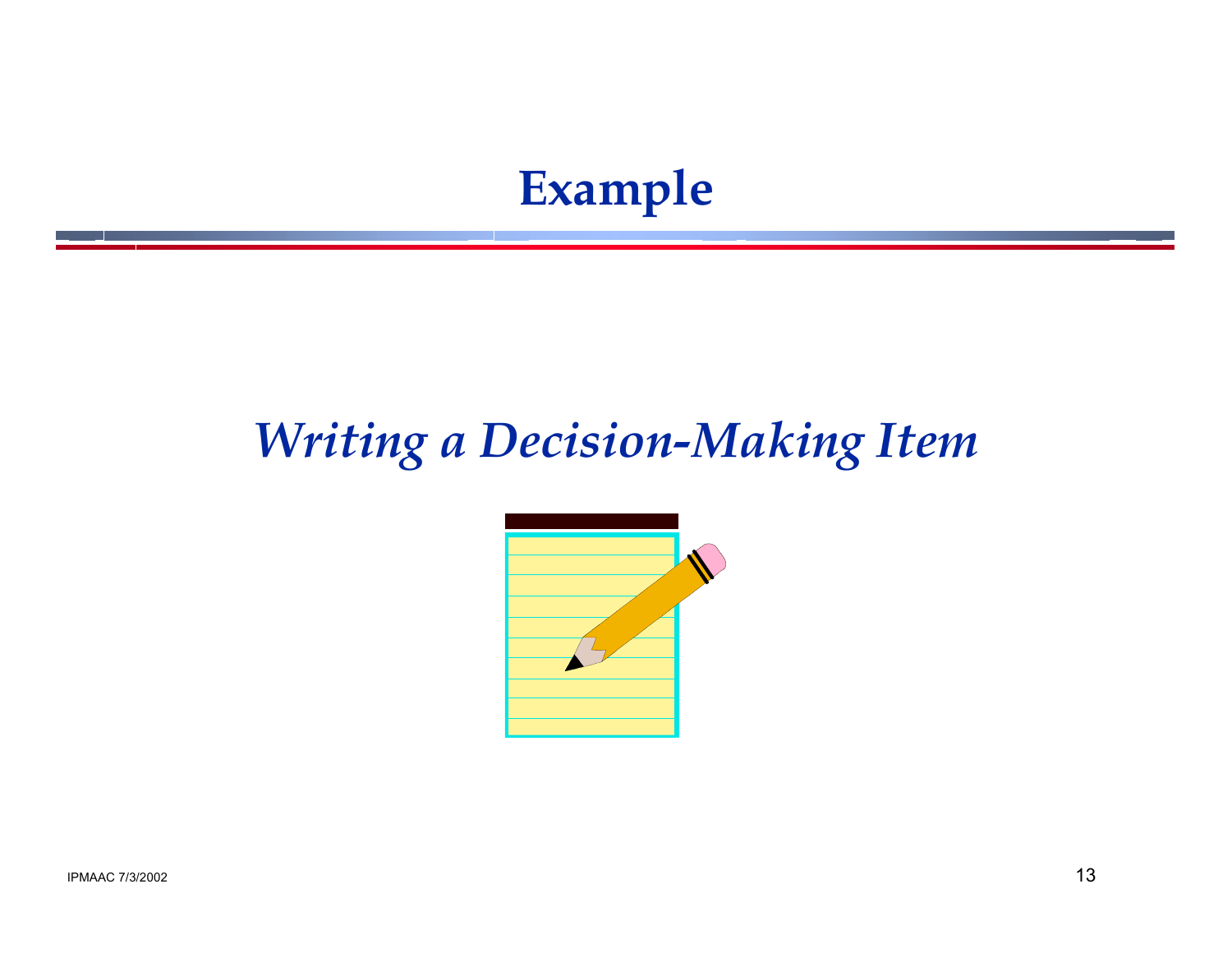# Example

*Writing a Decision-Making Item*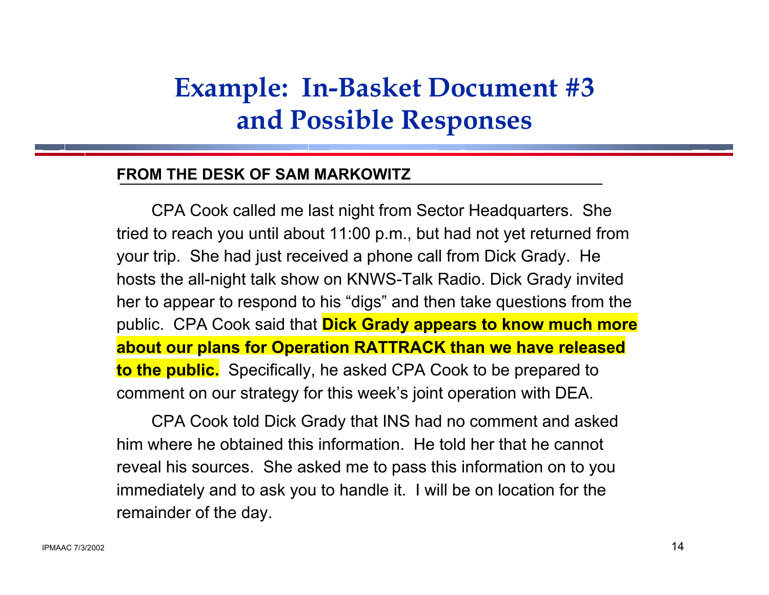# Example: In-Basket Document #3 and Possible Responses

**FROM THE DESK OF SAM MARKOWITZ**

CPA Cook called me last night from Sector Headquarters. She tried to reach you until about 11:00 p.m., but had not yet returned from your trip. She had just received a phone call from Dick Grady. He hosts the all-night talk show on KNWS-Talk Radio. Dick Grady invited her to appear to respond to his "digs" and then take questions from the public. CPA Cook said that **Dick Grady appears to know much more about our plans for Operation RATTRACK than we have released to the public.** Specifically, he asked CPA Cook to be prepared to comment on our strategy for this week's joint operation with DEA.

CPA Cook told Dick Grady that INS had no comment and asked him where he obtained this information. He told her that he cannot reveal his sources. She asked me to pass this information on to you immediately and to ask you to handle it. I will be on location for the remainder of the day.

IPMAAC 7/3/2002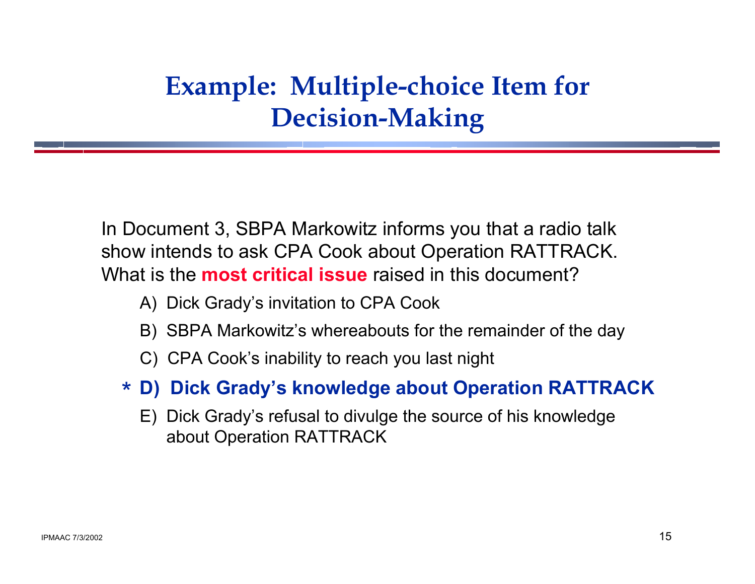# Example: Multiple-choice Item for Decision-Making

In Document 3, SBPA Markowitz informs you that a radio talk show intends to ask CPA Cook about Operation RATTRACK. What is the **most critical issue** raised in this document?

A) Dick Grady's invitation to CPA Cook

B) SBPA Markowitz's whereabouts for the remainder of the day

C) CPA Cook's inability to reach you last night

**\* D) Dick Grady's knowledge about Operation RATTRACK**

E) Dick Grady's refusal to divulge the source of his knowledge about Operation RATTRACK

IPMAAC 7/3/2002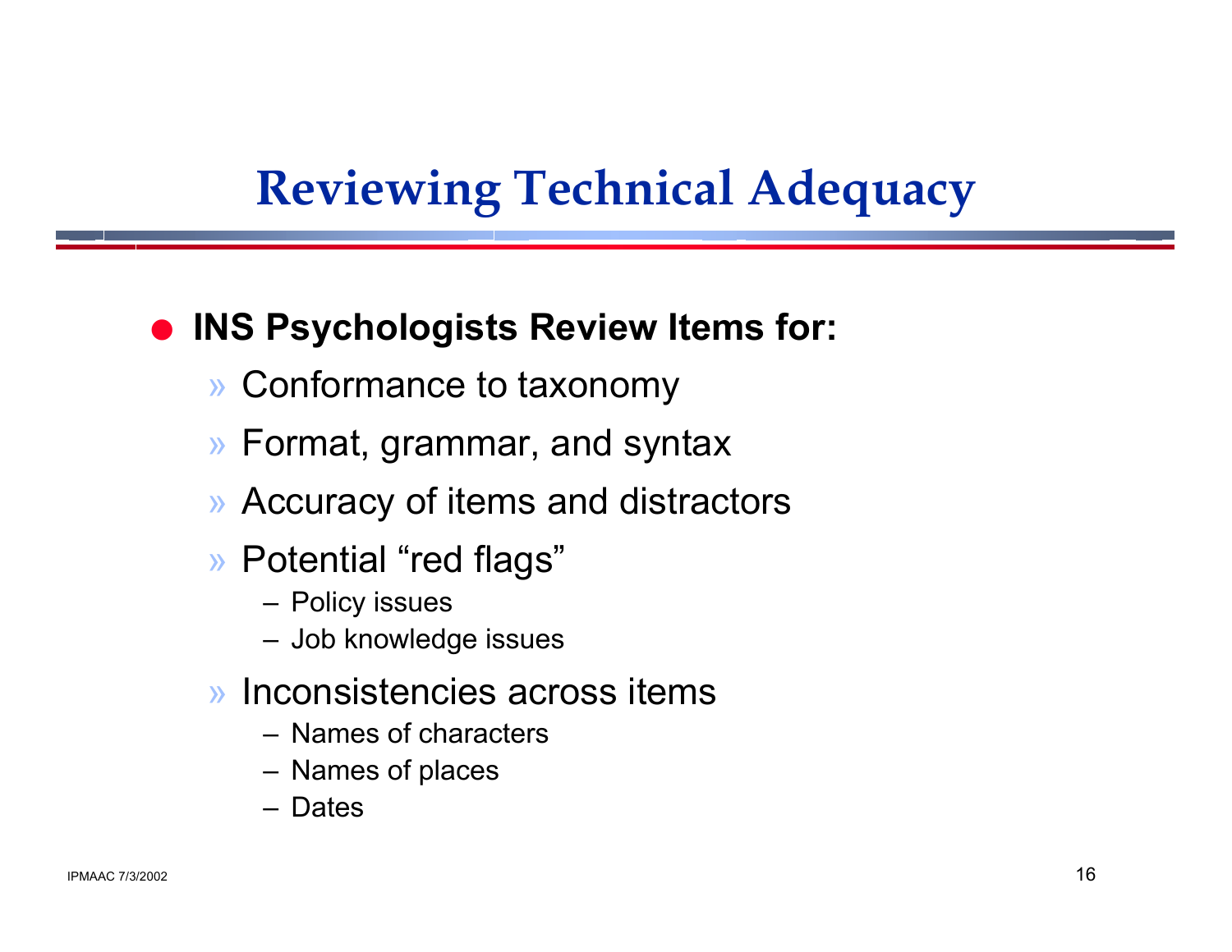# Reviewing Technical Adequacy

- **INS Psychologists Review Items for:**
  - Conformance to taxonomy
  - Format, grammar, and syntax
  - Accuracy of items and distractors
  - Potential “red flags”
    - Policy issues
    - Job knowledge issues
  - Inconsistencies across items
    - Names of characters
    - Names of places
    - Dates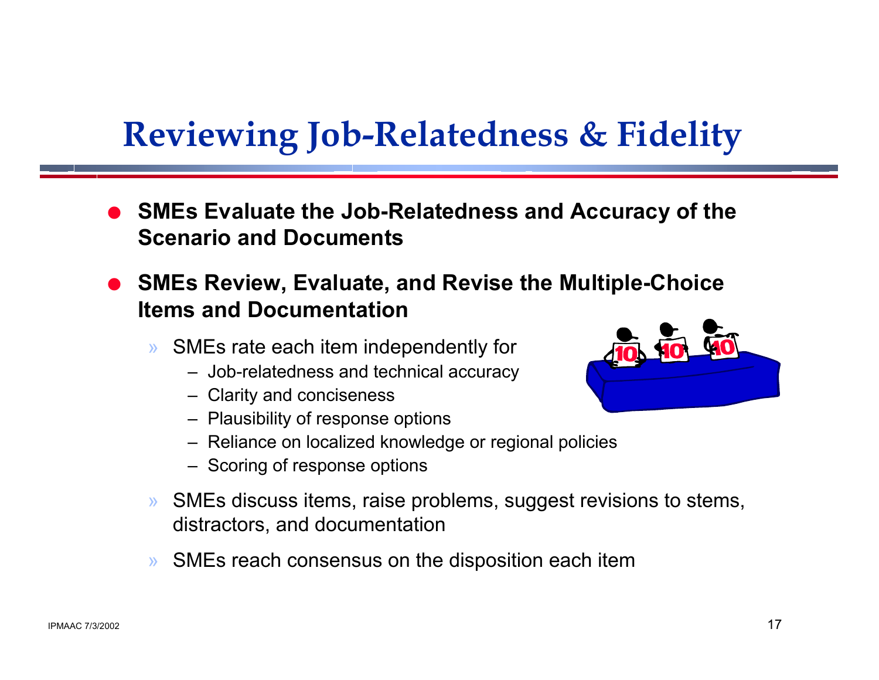# Reviewing Job-Relatedness & Fidelity

- **SMEs Evaluate the Job-Relatedness and Accuracy of the Scenario and Documents**
- **SMEs Review, Evaluate, and Revise the Multiple-Choice Items and Documentation**
  - SMEs rate each item independently for
    - Job-relatedness and technical accuracy
    - Clarity and conciseness
    - Plausibility of response options
    - Reliance on localized knowledge or regional policies
    - Scoring of response options
  - SMEs discuss items, raise problems, suggest revisions to stems, distractors, and documentation
  - SMEs reach consensus on the disposition each item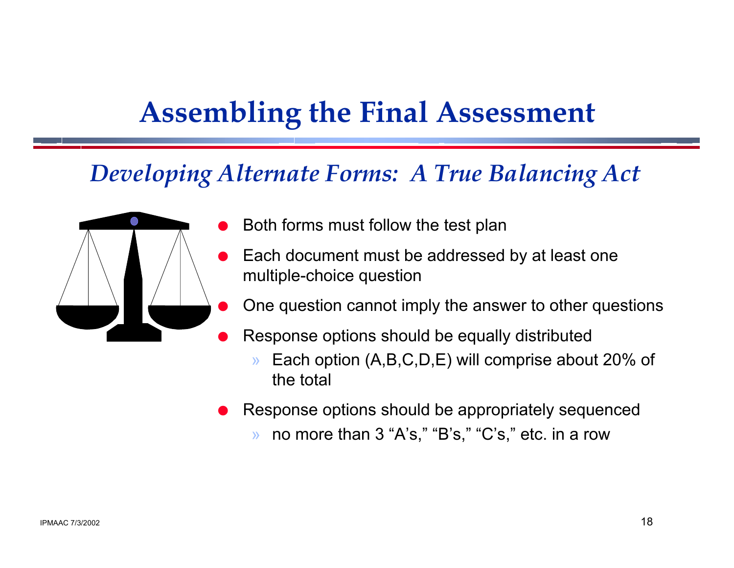# Assembling the Final Assessment

## *Developing Alternate Forms: A True Balancing Act*

- Both forms must follow the test plan
- Each document must be addressed by at least one multiple-choice question
- One question cannot imply the answer to other questions
- Response options should be equally distributed
  - Each option (A,B,C,D,E) will comprise about 20% of the total
- Response options should be appropriately sequenced
  - no more than 3 “A’s,” “B’s,” “C’s,” etc. in a row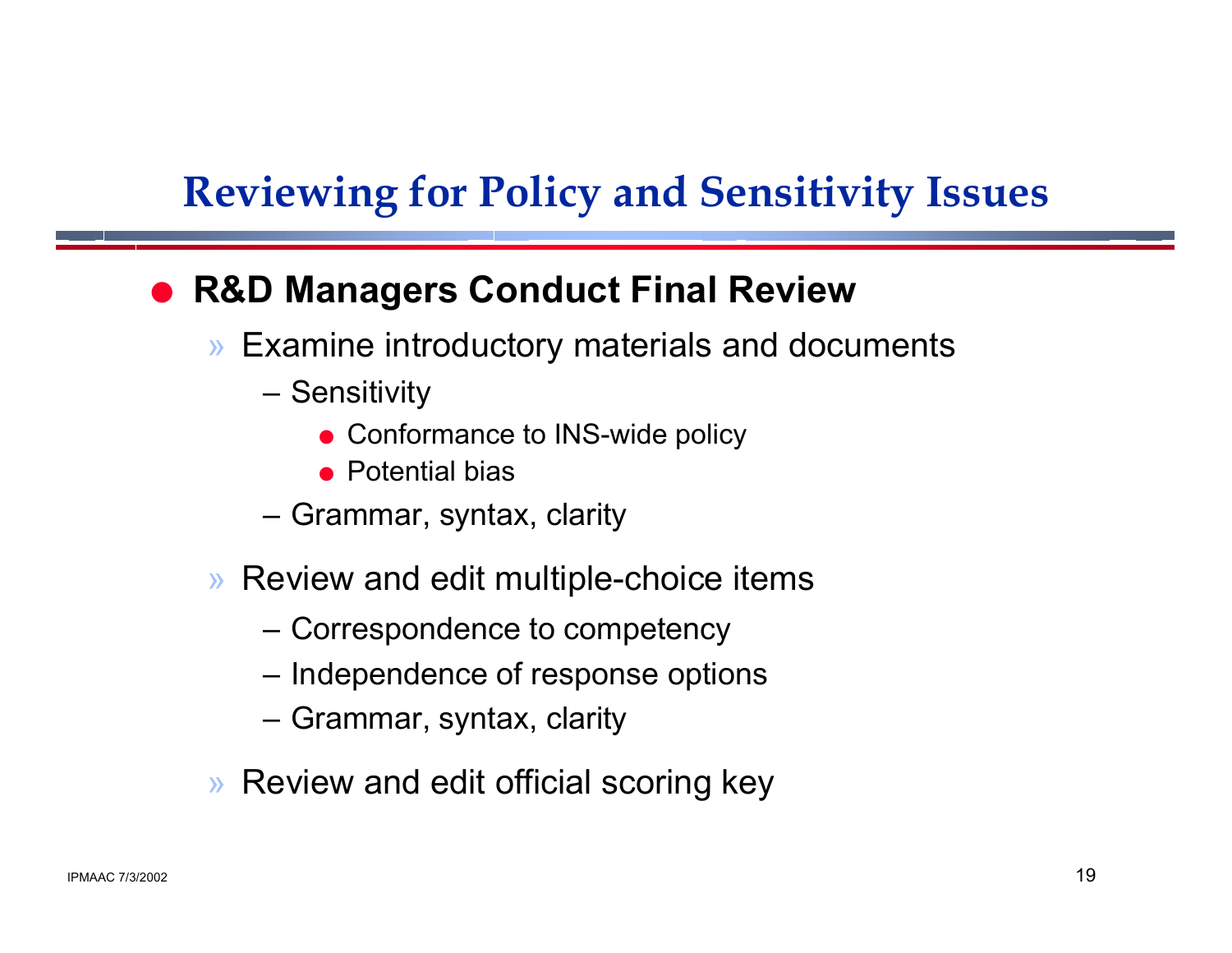# Reviewing for Policy and Sensitivity Issues

- **R&D Managers Conduct Final Review**
  - Examine introductory materials and documents
    - Sensitivity
      - Conformance to INS-wide policy
      - Potential bias
    - Grammar, syntax, clarity
  - Review and edit multiple-choice items
    - Correspondence to competency
    - Independence of response options
    - Grammar, syntax, clarity
  - Review and edit official scoring key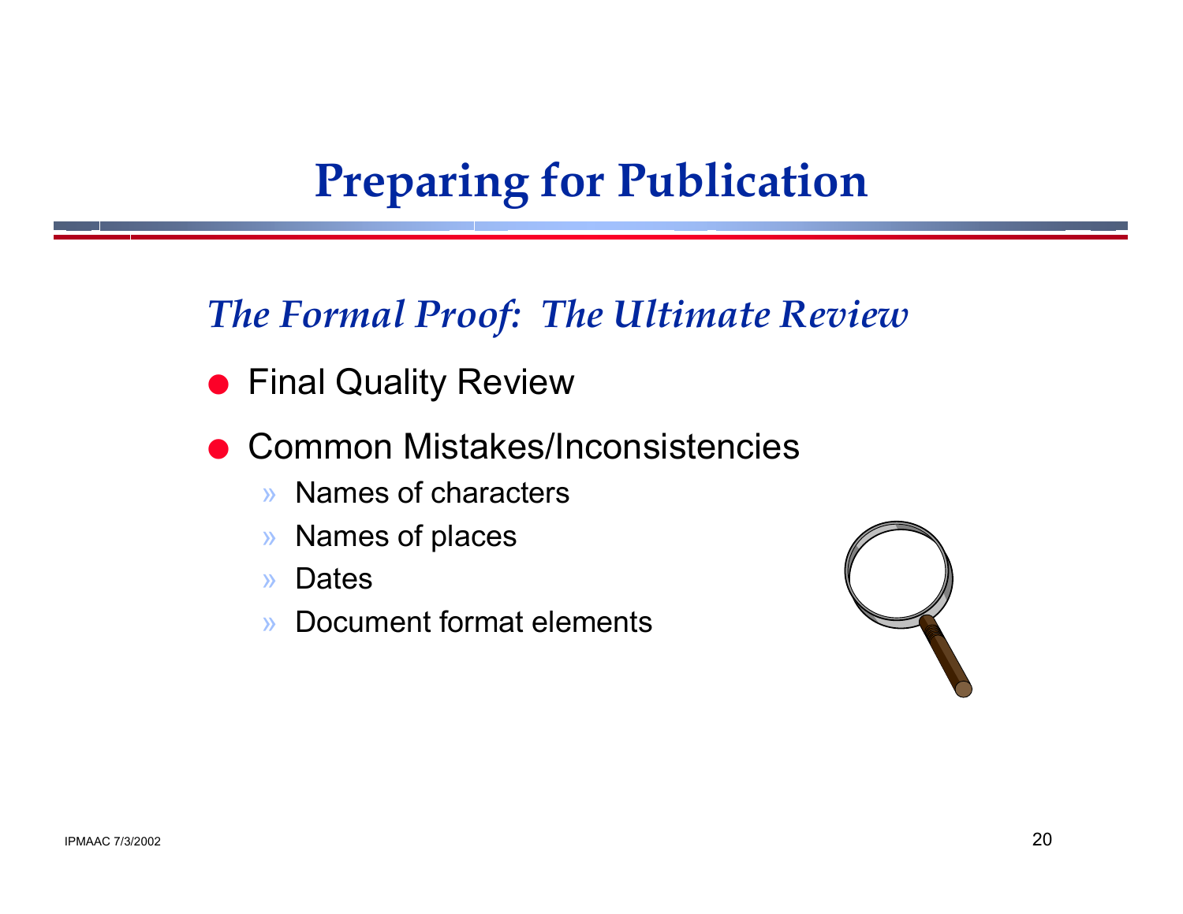# Preparing for Publication

## *The Formal Proof: The Ultimate Review*

- Final Quality Review
- Common Mistakes/Inconsistencies
  - Names of characters
  - Names of places
  - Dates
  - Document format elements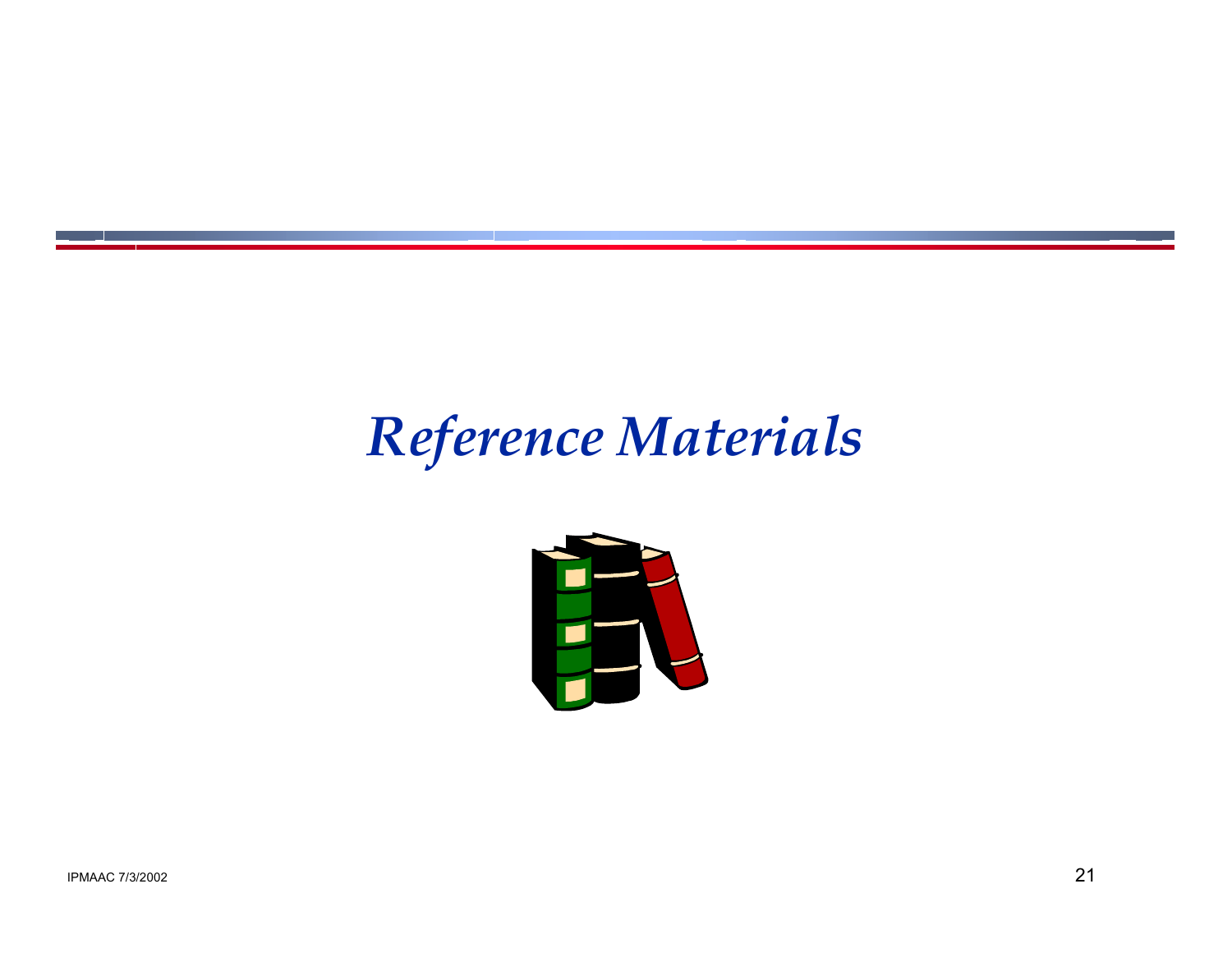# *Reference Materials*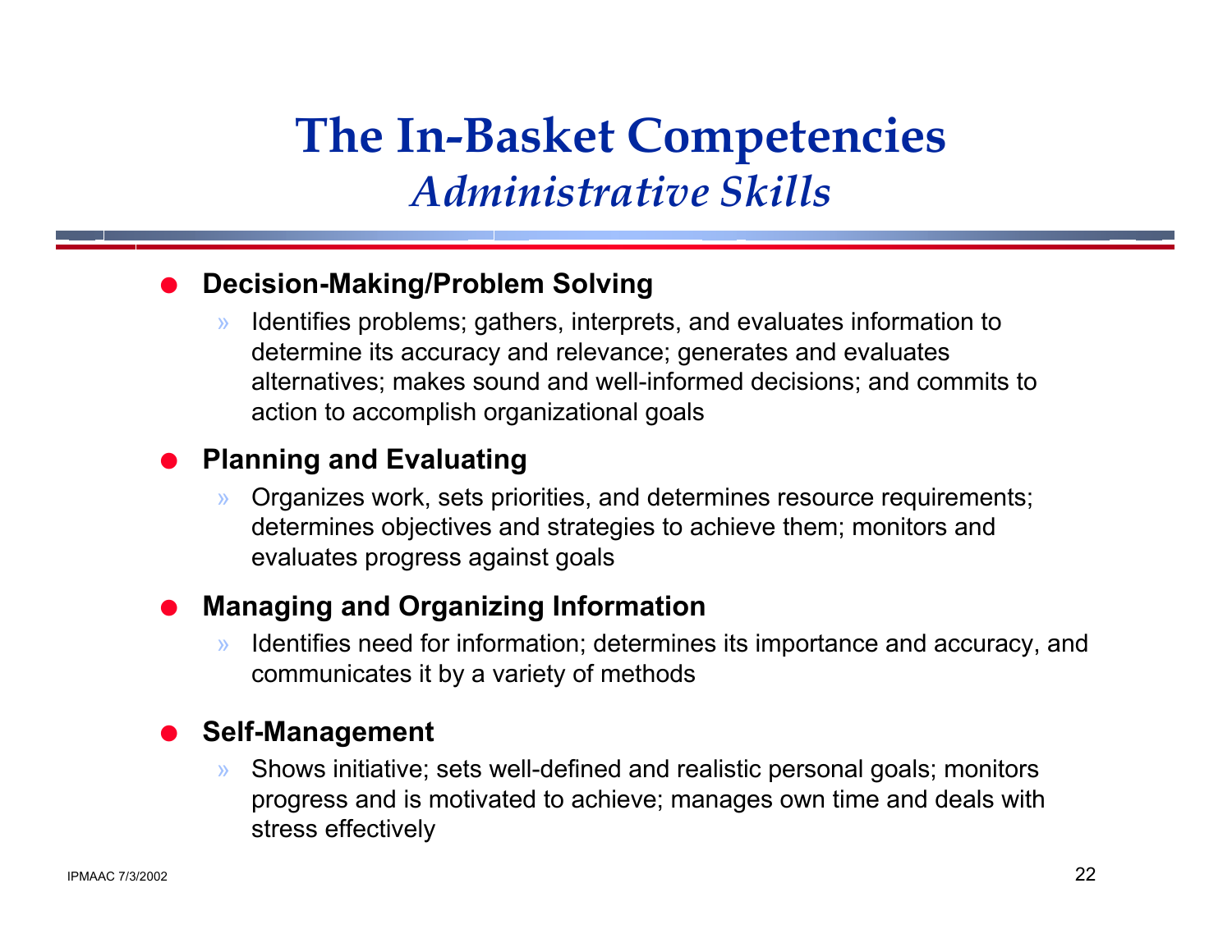# The In-Basket Competencies

## *Administrative Skills*

- **Decision-Making/Problem Solving**
  - Identifies problems; gathers, interprets, and evaluates information to determine its accuracy and relevance; generates and evaluates alternatives; makes sound and well-informed decisions; and commits to action to accomplish organizational goals
- **Planning and Evaluating**
  - Organizes work, sets priorities, and determines resource requirements; determines objectives and strategies to achieve them; monitors and evaluates progress against goals
- **Managing and Organizing Information**
  - Identifies need for information; determines its importance and accuracy, and communicates it by a variety of methods
- **Self-Management**
  - Shows initiative; sets well-defined and realistic personal goals; monitors progress and is motivated to achieve; manages own time and deals with stress effectively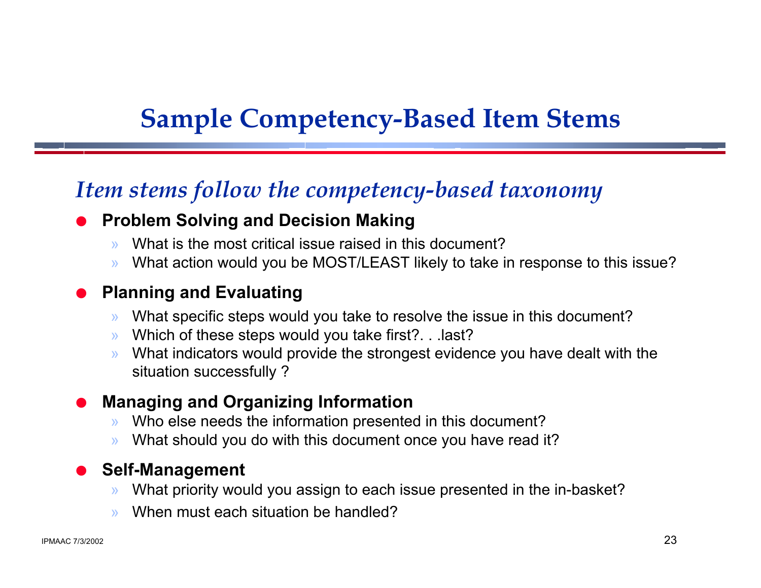# Sample Competency-Based Item Stems

## *Item stems follow the competency-based taxonomy*

- **Problem Solving and Decision Making**
  - What is the most critical issue raised in this document?
  - What action would you be MOST/LEAST likely to take in response to this issue?
- **Planning and Evaluating**
  - What specific steps would you take to resolve the issue in this document?
  - Which of these steps would you take first?. . .last?
  - What indicators would provide the strongest evidence you have dealt with the situation successfully ?
- **Managing and Organizing Information**
  - Who else needs the information presented in this document?
  - What should you do with this document once you have read it?
- **Self-Management**
  - What priority would you assign to each issue presented in the in-basket?
  - When must each situation be handled?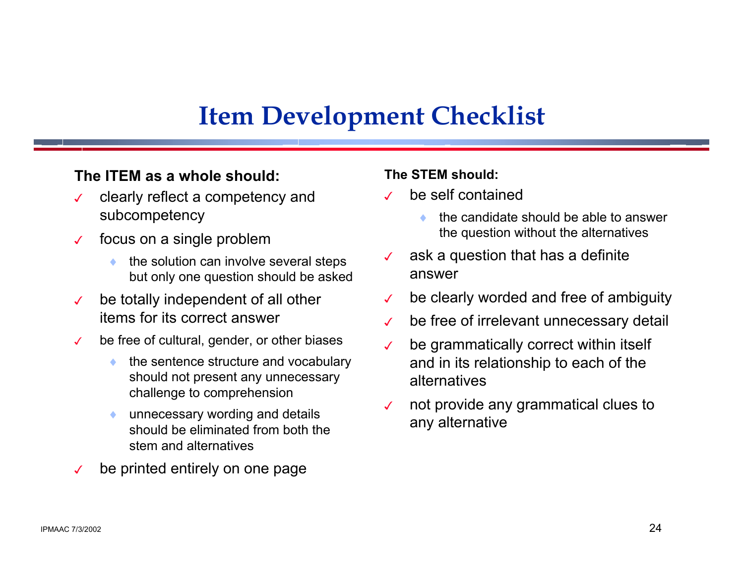# Item Development Checklist

**The ITEM as a whole should:**

- clearly reflect a competency and subcompetency
- focus on a single problem
  - the solution can involve several steps but only one question should be asked
- be totally independent of all other items for its correct answer
- be free of cultural, gender, or other biases
  - the sentence structure and vocabulary should not present any unnecessary challenge to comprehension
  - unnecessary wording and details should be eliminated from both the stem and alternatives
- be printed entirely on one page

**The STEM should:**

- be self contained
  - the candidate should be able to answer the question without the alternatives
- ask a question that has a definite answer
- be clearly worded and free of ambiguity
- be free of irrelevant unnecessary detail
- be grammatically correct within itself and in its relationship to each of the alternatives
- not provide any grammatical clues to any alternative

IPMAAC 7/3/2002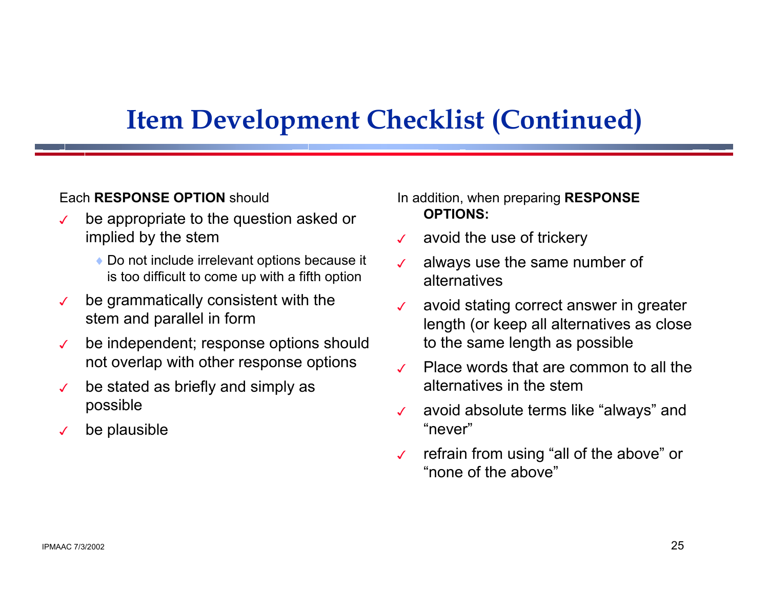# Item Development Checklist (Continued)

Each **RESPONSE OPTION** should

- ✓ be appropriate to the question asked or implied by the stem
  - Do not include irrelevant options because it is too difficult to come up with a fifth option
- ✓ be grammatically consistent with the stem and parallel in form
- ✓ be independent; response options should not overlap with other response options
- ✓ be stated as briefly and simply as possible
- ✓ be plausible

In addition, when preparing **RESPONSE OPTIONS:**

- ✓ avoid the use of trickery
- ✓ always use the same number of alternatives
- ✓ avoid stating correct answer in greater length (or keep all alternatives as close to the same length as possible
- ✓ Place words that are common to all the alternatives in the stem
- ✓ avoid absolute terms like “always” and “never”
- ✓ refrain from using “all of the above” or “none of the above”

IPMAAC 7/3/2002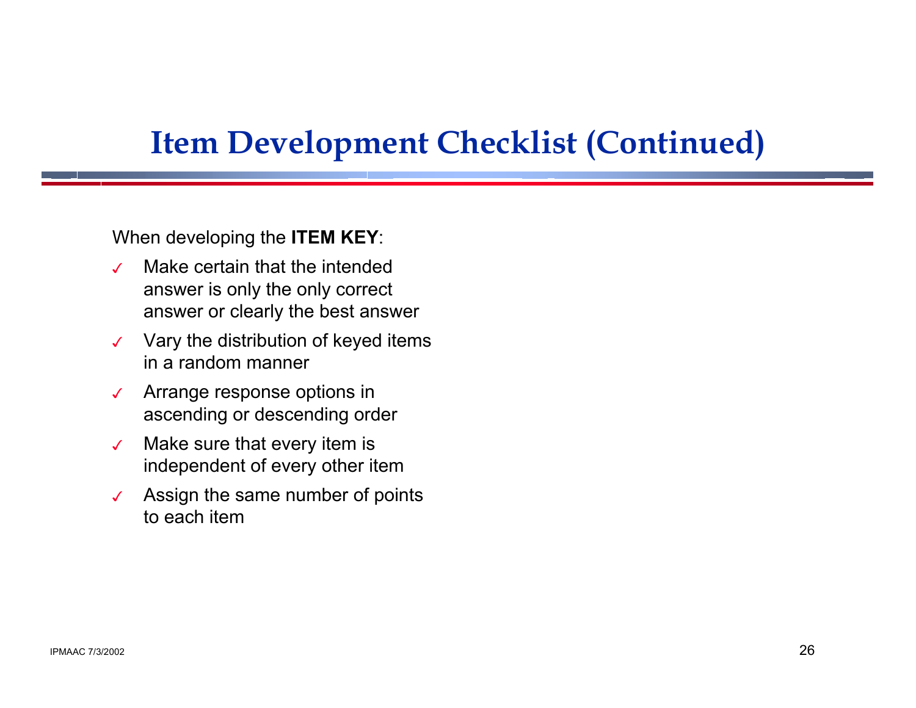# Item Development Checklist (Continued)

When developing the **ITEM KEY**:

- ✓ Make certain that the intended answer is only the only correct answer or clearly the best answer
- ✓ Vary the distribution of keyed items in a random manner
- ✓ Arrange response options in ascending or descending order
- ✓ Make sure that every item is independent of every other item
- ✓ Assign the same number of points to each item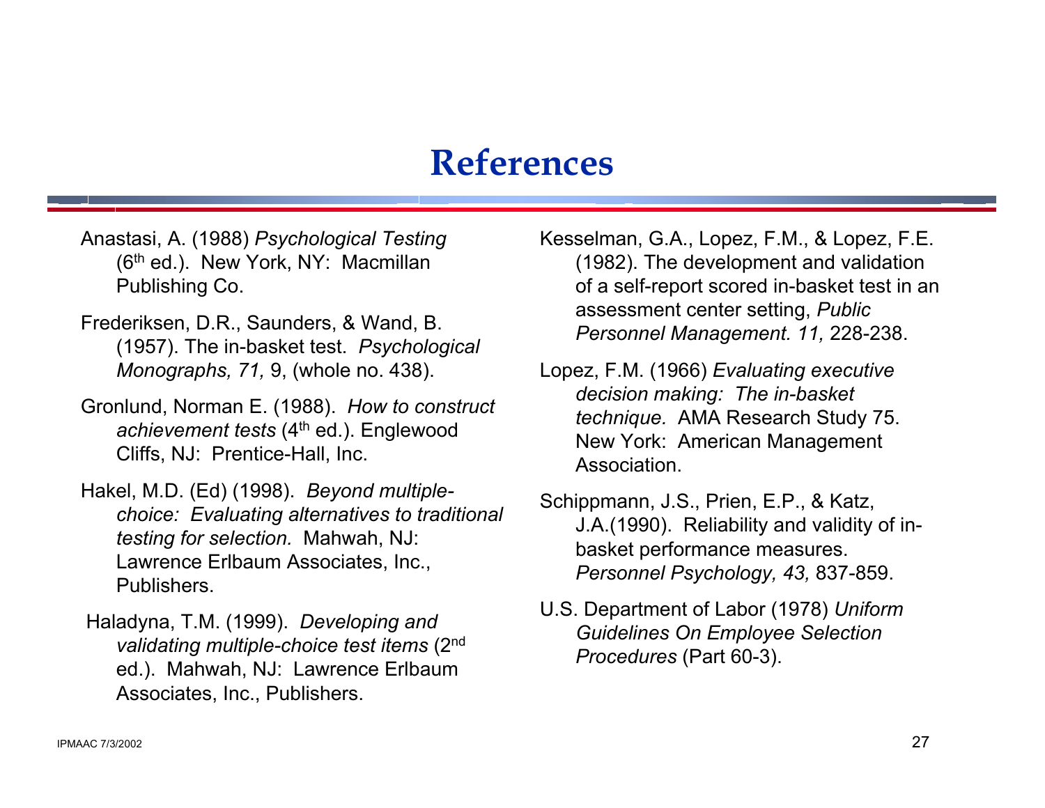# References

Anastasi, A. (1988) *Psychological Testing* (6th ed.). New York, NY: Macmillan Publishing Co.

Frederiksen, D.R., Saunders, & Wand, B. (1957). The in-basket test. *Psychological Monographs, 71,* 9, (whole no. 438).

Gronlund, Norman E. (1988). *How to construct achievement tests* (4th ed.). Englewood Cliffs, NJ: Prentice-Hall, Inc.

Hakel, M.D. (Ed) (1998). *Beyond multiple-choice: Evaluating alternatives to traditional testing for selection.* Mahwah, NJ: Lawrence Erlbaum Associates, Inc., Publishers.

Haladyna, T.M. (1999). *Developing and validating multiple-choice test items* (2nd ed.). Mahwah, NJ: Lawrence Erlbaum Associates, Inc., Publishers.

Kesselman, G.A., Lopez, F.M., & Lopez, F.E. (1982). The development and validation of a self-report scored in-basket test in an assessment center setting, *Public Personnel Management. 11,* 228-238.

Lopez, F.M. (1966) *Evaluating executive decision making: The in-basket technique.* AMA Research Study 75. New York: American Management Association.

Schippmann, J.S., Prien, E.P., & Katz, J.A.(1990). Reliability and validity of in-basket performance measures. *Personnel Psychology, 43,* 837-859.

U.S. Department of Labor (1978) *Uniform Guidelines On Employee Selection Procedures* (Part 60-3).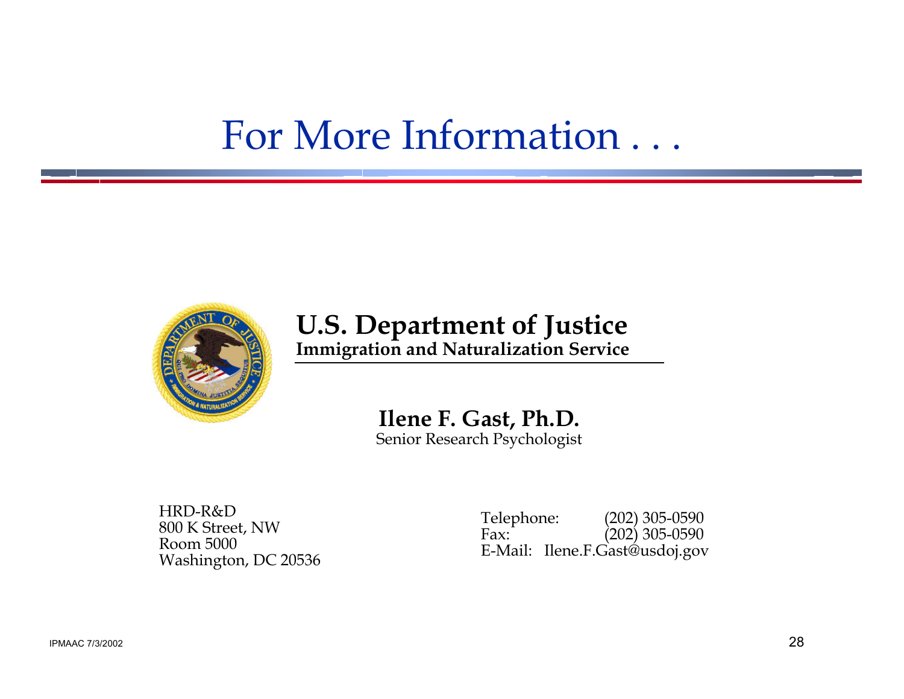# For More Information . . .

**U.S. Department of Justice**
**Immigration and Naturalization Service**

**Ilene F. Gast, Ph.D.**
Senior Research Psychologist

HRD-R&D
800 K Street, NW
Room 5000
Washington, DC 20536

Telephone: (202) 305-0590
Fax: (202) 305-0590
E-Mail: Ilene.F.Gast@usdoj.gov

IPMAAC 7/3/2002